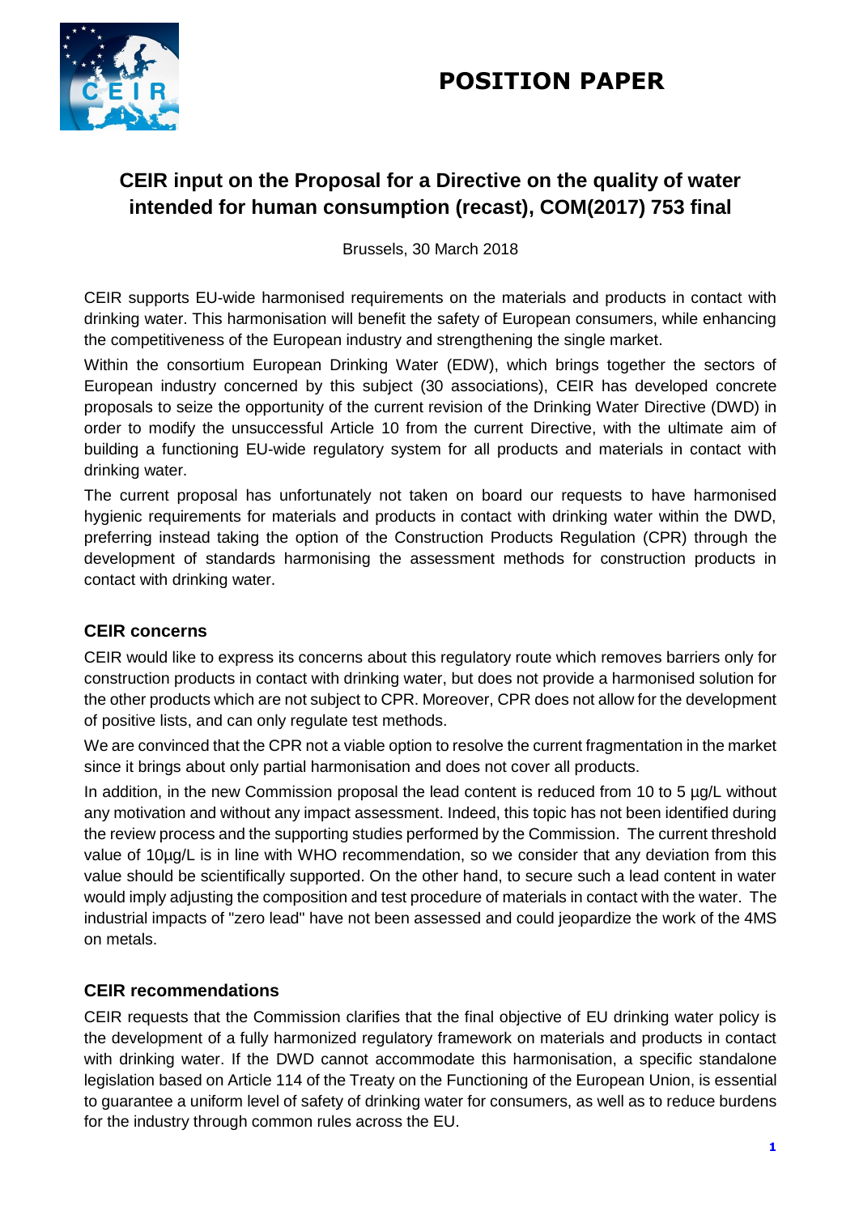# POSITION PAPER

## CEIR input on the Proposal for a Directive on the quality of water intended for human consumption (recast), COM(2017) 753 final

Brussels, 30 March 2018

CEIR supports EU-wide harmonised requirements on the materials and products in contact with drinking water. This harmonisation will benefit the safety of European consumers, while enhancing the competitiveness of the European industry and strengthening the single market.

Within the consortium European Drinking Water (EDW), which brings together the sectors of European industry concerned by this subject (30 associations), CEIR has developed concrete proposals to seize the opportunity of the current revision of the Drinking Water Directive (DWD) in order to modify the unsuccessful Article 10 from the current Directive, with the ultimate aim of building a functioning EU-wide regulatory system for all products and materials in contact with drinking water.

The current proposal has unfortunately not taken on board our requests to have harmonised hygienic requirements for materials and products in contact with drinking water within the DWD, preferring instead taking the option of the Construction Products Regulation (CPR) through the development of standards harmonising the assessment methods for construction products in contact with drinking water.

### CEIR concerns

CEIR would like to express its concerns about this regulatory route which removes barriers only for construction products in contact with drinking water, but does not provide a harmonised solution for the other products which are not subject to CPR. Moreover, CPR does not allow for the development of positive lists, and can only regulate test methods.

We are convinced that the CPR not a viable option to resolve the current fragmentation in the market since it brings about only partial harmonisation and does not cover all products.

In addition, in the new Commission proposal the lead content is reduced from 10 to 5 µg/L without any motivation and without any impact assessment. Indeed, this topic has not been identified during the review process and the supporting studies performed by the Commission. The current threshold value of 10µg/L is in line with WHO recommendation, so we consider that any deviation from this value should be scientifically supported. On the other hand, to secure such a lead content in water would imply adjusting the composition and test procedure of materials in contact with the water. The industrial impacts of "zero lead" have not been assessed and could jeopardize the work of the 4MS on metals.

### CEIR recommendations

CEIR requests that the Commission clarifies that the final objective of EU drinking water policy is the development of a fully harmonized regulatory framework on materials and products in contact with drinking water. If the DWD cannot accommodate this harmonisation, a specific standalone legislation based on Article 114 of the Treaty on the Functioning of the European Union, is essential to guarantee a uniform level of safety of drinking water for consumers, as well as to reduce burdens for the industry through common rules across the EU.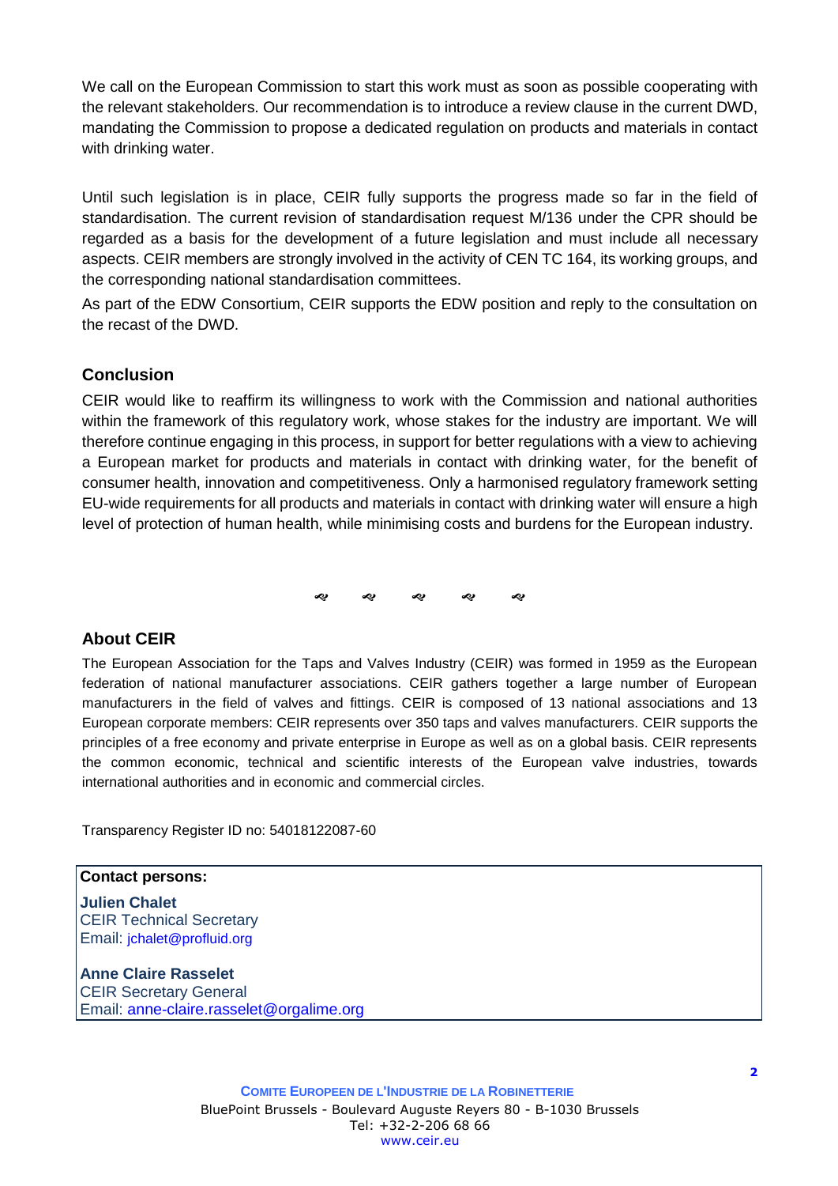We call on the European Commission to start this work must as soon as possible cooperating with the relevant stakeholders. Our recommendation is to introduce a review clause in the current DWD, mandating the Commission to propose a dedicated regulation on products and materials in contact with drinking water.

Until such legislation is in place, CEIR fully supports the progress made so far in the field of standardisation. The current revision of standardisation request M/136 under the CPR should be regarded as a basis for the development of a future legislation and must include all necessary aspects. CEIR members are strongly involved in the activity of CEN TC 164, its working groups, and the corresponding national standardisation committees.

As part of the EDW Consortium, CEIR supports the EDW position and reply to the consultation on the recast of the DWD.

## Conclusion

CEIR would like to reaffirm its willingness to work with the Commission and national authorities within the framework of this regulatory work, whose stakes for the industry are important. We will therefore continue engaging in this process, in support for better regulations with a view to achieving a European market for products and materials in contact with drinking water, for the benefit of consumer health, innovation and competitiveness. Only a harmonised regulatory framework setting EU-wide requirements for all products and materials in contact with drinking water will ensure a high level of protection of human health, while minimising costs and burdens for the European industry.

## About CEIR

The European Association for the Taps and Valves Industry (CEIR) was formed in 1959 as the European federation of national manufacturer associations. CEIR gathers together a large number of European manufacturers in the field of valves and fittings. CEIR is composed of 13 national associations and 13 European corporate members: CEIR represents over 350 taps and valves manufacturers. CEIR supports the principles of a free economy and private enterprise in Europe as well as on a global basis. CEIR represents the common economic, technical and scientific interests of the European valve industries, towards international authorities and in economic and commercial circles.

Transparency Register ID no: 54018122087-60

**Contact persons:**

**Julien Chalet**
CEIR Technical Secretary
Email: jchalet@profluid.org

**Anne Claire Rasselet**
CEIR Secretary General
Email: anne-claire.rasselet@orgalime.org

COMITE EUROPEEN DE L'INDUSTRIE DE LA ROBINETTERIE
BluePoint Brussels - Boulevard Auguste Reyers 80 - B-1030 Brussels
Tel: +32-2-206 68 66
www.ceir.eu